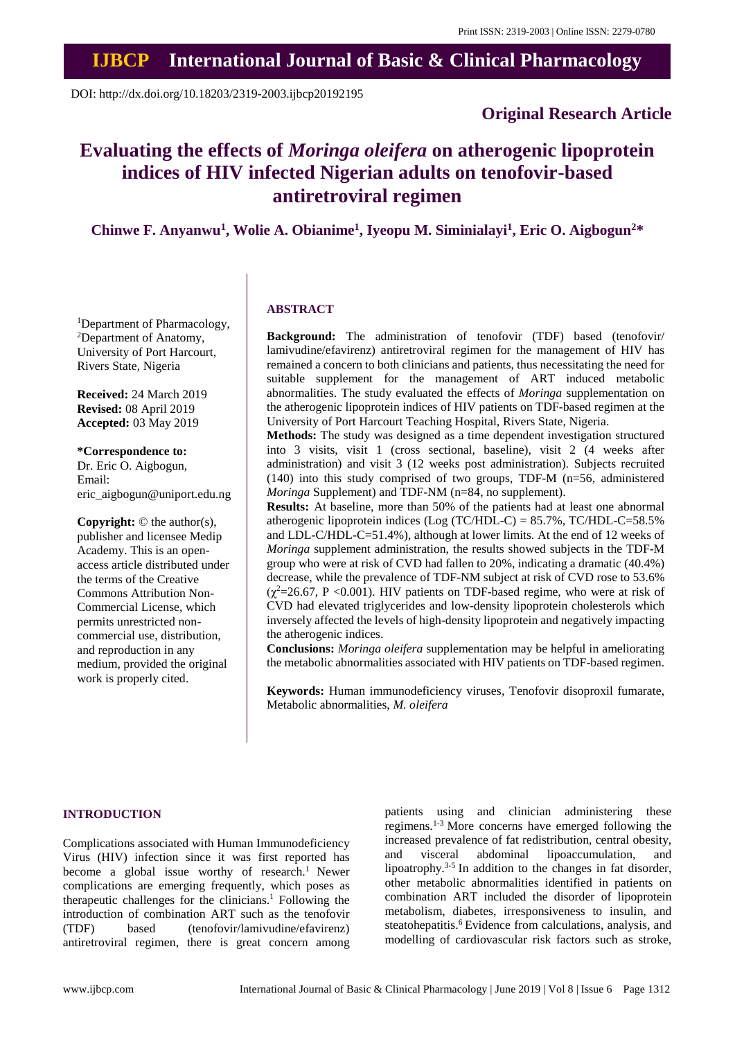Print ISSN: 2319-2003 | Online ISSN: 2279-0780

# IJBCP International Journal of Basic & Clinical Pharmacology

DOI: http://dx.doi.org/10.18203/2319-2003.ijbcp20192195

**Original Research Article**

# Evaluating the effects of *Moringa oleifera* on atherogenic lipoprotein indices of HIV infected Nigerian adults on tenofovir-based antiretroviral regimen

**Chinwe F. Anyanwu[1], Wolie A. Obianime[1], Iyeopu M. Siminialayi[1], Eric O. Aigbogun[2]\***

[1]Department of Pharmacology,
[2]Department of Anatomy,
University of Port Harcourt,
Rivers State, Nigeria

**Received:** 24 March 2019
**Revised:** 08 April 2019
**Accepted:** 03 May 2019

**\*Correspondence to:**
Dr. Eric O. Aigbogun,
Email:
eric_aigbogun@uniport.edu.ng

**Copyright:** © the author(s), publisher and licensee Medip Academy. This is an open-access article distributed under the terms of the Creative Commons Attribution Non-Commercial License, which permits unrestricted non-commercial use, distribution, and reproduction in any medium, provided the original work is properly cited.

## ABSTRACT

**Background:** The administration of tenofovir (TDF) based (tenofovir/lamivudine/efavirenz) antiretroviral regimen for the management of HIV has remained a concern to both clinicians and patients, thus necessitating the need for suitable supplement for the management of ART induced metabolic abnormalities. The study evaluated the effects of *Moringa* supplementation on the atherogenic lipoprotein indices of HIV patients on TDF-based regimen at the University of Port Harcourt Teaching Hospital, Rivers State, Nigeria.

**Methods:** The study was designed as a time dependent investigation structured into 3 visits, visit 1 (cross sectional, baseline), visit 2 (4 weeks after administration) and visit 3 (12 weeks post administration). Subjects recruited (140) into this study comprised of two groups, TDF-M (n=56, administered *Moringa* Supplement) and TDF-NM (n=84, no supplement).

**Results:** At baseline, more than 50% of the patients had at least one abnormal atherogenic lipoprotein indices (Log (TC/HDL-C) = 85.7%, TC/HDL-C=58.5% and LDL-C/HDL-C=51.4%), although at lower limits. At the end of 12 weeks of *Moringa* supplement administration, the results showed subjects in the TDF-M group who were at risk of CVD had fallen to 20%, indicating a dramatic (40.4%) decrease, while the prevalence of TDF-NM subject at risk of CVD rose to 53.6% ($\chi^2$=26.67, P <0.001). HIV patients on TDF-based regime, who were at risk of CVD had elevated triglycerides and low-density lipoprotein cholesterols which inversely affected the levels of high-density lipoprotein and negatively impacting the atherogenic indices.

**Conclusions:** *Moringa oleifera* supplementation may be helpful in ameliorating the metabolic abnormalities associated with HIV patients on TDF-based regimen.

**Keywords:** Human immunodeficiency viruses, Tenofovir disoproxil fumarate, Metabolic abnormalities, *M. oleifera*

## INTRODUCTION

Complications associated with Human Immunodeficiency Virus (HIV) infection since it was first reported has become a global issue worthy of research.[1] Newer complications are emerging frequently, which poses as therapeutic challenges for the clinicians.[1] Following the introduction of combination ART such as the tenofovir (TDF) based (tenofovir/lamivudine/efavirenz) antiretroviral regimen, there is great concern among patients using and clinician administering these regimens.[1-3] More concerns have emerged following the increased prevalence of fat redistribution, central obesity, and visceral abdominal lipoaccumulation, and lipoatrophy.[3-5] In addition to the changes in fat disorder, other metabolic abnormalities identified in patients on combination ART included the disorder of lipoprotein metabolism, diabetes, irresponsiveness to insulin, and steatohepatitis.[6] Evidence from calculations, analysis, and modelling of cardiovascular risk factors such as stroke,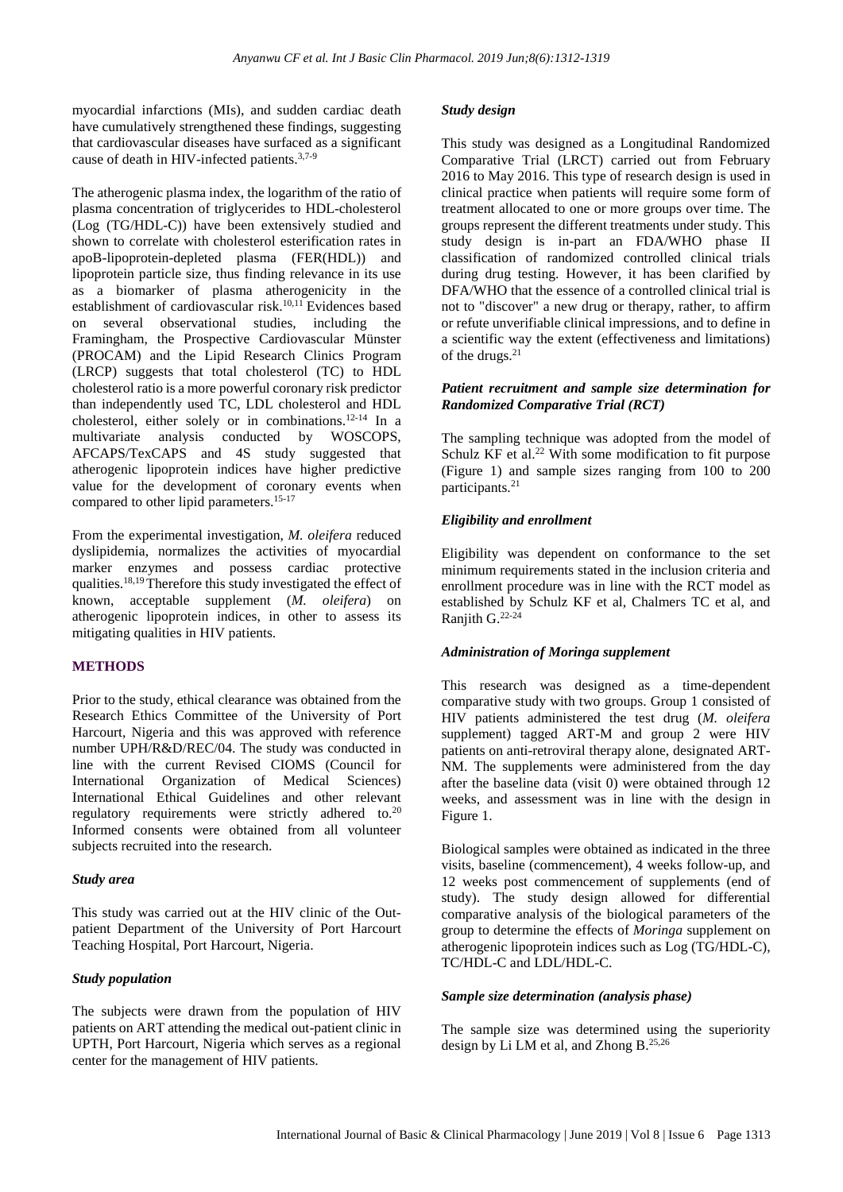myocardial infarctions (MIs), and sudden cardiac death have cumulatively strengthened these findings, suggesting that cardiovascular diseases have surfaced as a significant cause of death in HIV-infected patients.[3,7-9]

The atherogenic plasma index, the logarithm of the ratio of plasma concentration of triglycerides to HDL-cholesterol (Log (TG/HDL-C)) have been extensively studied and shown to correlate with cholesterol esterification rates in apoB-lipoprotein-depleted plasma (FER(HDL)) and lipoprotein particle size, thus finding relevance in its use as a biomarker of plasma atherogenicity in the establishment of cardiovascular risk.[10,11] Evidences based on several observational studies, including the Framingham, the Prospective Cardiovascular Münster (PROCAM) and the Lipid Research Clinics Program (LRCP) suggests that total cholesterol (TC) to HDL cholesterol ratio is a more powerful coronary risk predictor than independently used TC, LDL cholesterol and HDL cholesterol, either solely or in combinations.[12-14] In a multivariate analysis conducted by WOSCOPS, AFCAPS/TexCAPS and 4S study suggested that atherogenic lipoprotein indices have higher predictive value for the development of coronary events when compared to other lipid parameters.[15-17]

From the experimental investigation, *M. oleifera* reduced dyslipidemia, normalizes the activities of myocardial marker enzymes and possess cardiac protective qualities.[18,19] Therefore this study investigated the effect of known, acceptable supplement (*M. oleifera*) on atherogenic lipoprotein indices, in other to assess its mitigating qualities in HIV patients.

## METHODS

Prior to the study, ethical clearance was obtained from the Research Ethics Committee of the University of Port Harcourt, Nigeria and this was approved with reference number UPH/R&D/REC/04. The study was conducted in line with the current Revised CIOMS (Council for International Organization of Medical Sciences) International Ethical Guidelines and other relevant regulatory requirements were strictly adhered to.[20] Informed consents were obtained from all volunteer subjects recruited into the research.

### *Study area*

This study was carried out at the HIV clinic of the Out-patient Department of the University of Port Harcourt Teaching Hospital, Port Harcourt, Nigeria.

### *Study population*

The subjects were drawn from the population of HIV patients on ART attending the medical out-patient clinic in UPTH, Port Harcourt, Nigeria which serves as a regional center for the management of HIV patients.

### *Study design*

This study was designed as a Longitudinal Randomized Comparative Trial (LRCT) carried out from February 2016 to May 2016. This type of research design is used in clinical practice when patients will require some form of treatment allocated to one or more groups over time. The groups represent the different treatments under study. This study design is in-part an FDA/WHO phase II classification of randomized controlled clinical trials during drug testing. However, it has been clarified by DFA/WHO that the essence of a controlled clinical trial is not to "discover" a new drug or therapy, rather, to affirm or refute unverifiable clinical impressions, and to define in a scientific way the extent (effectiveness and limitations) of the drugs.[21]

### *Patient recruitment and sample size determination for Randomized Comparative Trial (RCT)*

The sampling technique was adopted from the model of Schulz KF et al.[22] With some modification to fit purpose (Figure 1) and sample sizes ranging from 100 to 200 participants.[21]

### *Eligibility and enrollment*

Eligibility was dependent on conformance to the set minimum requirements stated in the inclusion criteria and enrollment procedure was in line with the RCT model as established by Schulz KF et al, Chalmers TC et al, and Ranjith G.[22-24]

### *Administration of Moringa supplement*

This research was designed as a time-dependent comparative study with two groups. Group 1 consisted of HIV patients administered the test drug (*M. oleifera* supplement) tagged ART-M and group 2 were HIV patients on anti-retroviral therapy alone, designated ART-NM. The supplements were administered from the day after the baseline data (visit 0) were obtained through 12 weeks, and assessment was in line with the design in Figure 1.

Biological samples were obtained as indicated in the three visits, baseline (commencement), 4 weeks follow-up, and 12 weeks post commencement of supplements (end of study). The study design allowed for differential comparative analysis of the biological parameters of the group to determine the effects of *Moringa* supplement on atherogenic lipoprotein indices such as Log (TG/HDL-C), TC/HDL-C and LDL/HDL-C.

### *Sample size determination (analysis phase)*

The sample size was determined using the superiority design by Li LM et al, and Zhong B.[25,26]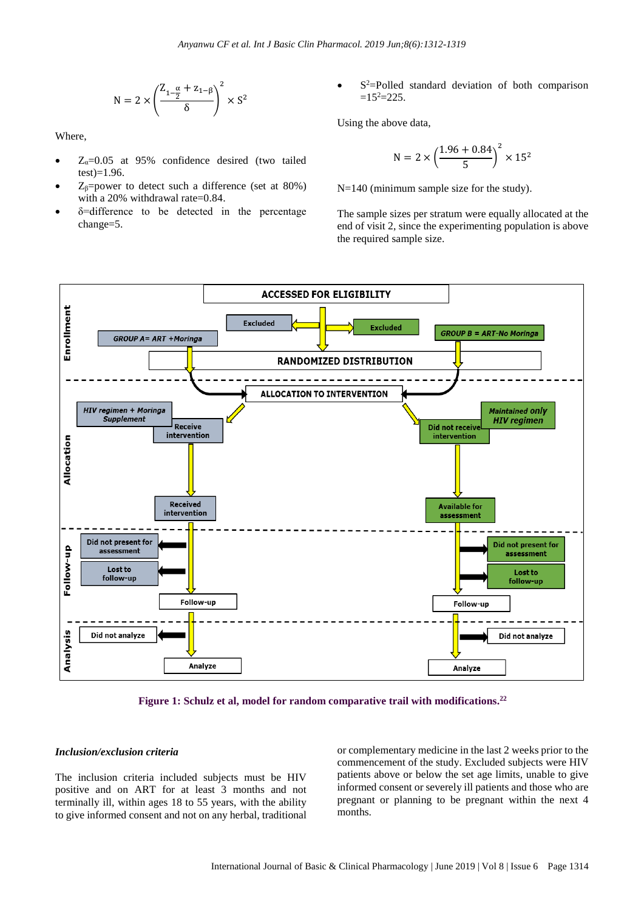$$N = 2 \times \left(\frac{Z_{1-\frac{\alpha}{2}} + z_{1-\beta}}{\delta}\right)^2 \times S^2$$

Where,

- $Z_{\alpha}$=0.05 at 95% confidence desired (two tailed test)=1.96.
- $Z_{\beta}$=power to detect such a difference (set at 80%) with a 20% withdrawal rate=0.84.
- δ=difference to be detected in the percentage change=5.
- $S^2$=Polled standard deviation of both comparison =$15^2$=225.

Using the above data,

$$N = 2 \times \left(\frac{1.96 + 0.84}{5}\right)^2 \times 15^2$$

N=140 (minimum sample size for the study).

The sample sizes per stratum were equally allocated at the end of visit 2, since the experimenting population is above the required sample size.

**Figure 1: Schulz et al, model for random comparative trail with modifications.**[22]

### *Inclusion/exclusion criteria*

The inclusion criteria included subjects must be HIV positive and on ART for at least 3 months and not terminally ill, within ages 18 to 55 years, with the ability to give informed consent and not on any herbal, traditional or complementary medicine in the last 2 weeks prior to the commencement of the study. Excluded subjects were HIV patients above or below the set age limits, unable to give informed consent or severely ill patients and those who are pregnant or planning to be pregnant within the next 4 months.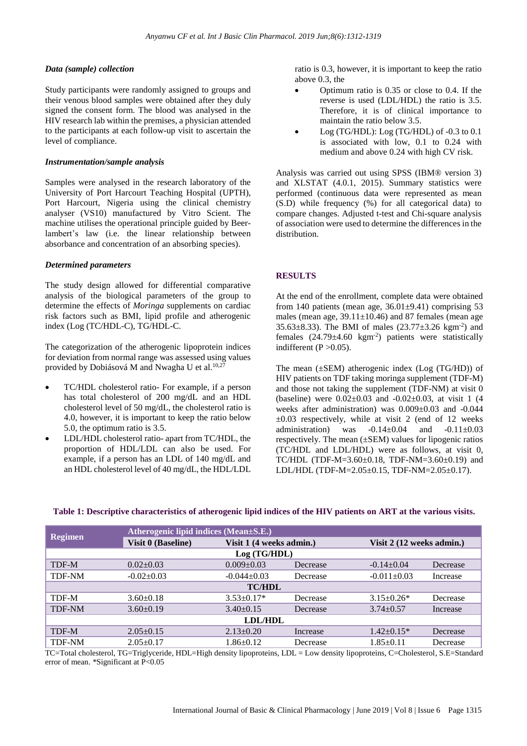### *Data (sample) collection*

Study participants were randomly assigned to groups and their venous blood samples were obtained after they duly signed the consent form. The blood was analysed in the HIV research lab within the premises, a physician attended to the participants at each follow-up visit to ascertain the level of compliance.

### *Instrumentation/sample analysis*

Samples were analysed in the research laboratory of the University of Port Harcourt Teaching Hospital (UPTH), Port Harcourt, Nigeria using the clinical chemistry analyser (VS10) manufactured by Vitro Scient. The machine utilises the operational principle guided by Beer-lambert's law (i.e. the linear relationship between absorbance and concentration of an absorbing species).

### *Determined parameters*

The study design allowed for differential comparative analysis of the biological parameters of the group to determine the effects of *Moringa* supplements on cardiac risk factors such as BMI, lipid profile and atherogenic index (Log (TC/HDL-C), TG/HDL-C.

The categorization of the atherogenic lipoprotein indices for deviation from normal range was assessed using values provided by Dobiásová M and Nwagha U et al.[10,27]

- TC/HDL cholesterol ratio- For example, if a person has total cholesterol of 200 mg/dL and an HDL cholesterol level of 50 mg/dL, the cholesterol ratio is 4.0, however, it is important to keep the ratio below 5.0, the optimum ratio is 3.5.
- LDL/HDL cholesterol ratio- apart from TC/HDL, the proportion of HDL/LDL can also be used. For example, if a person has an LDL of 140 mg/dL and an HDL cholesterol level of 40 mg/dL, the HDL/LDL ratio is 0.3, however, it is important to keep the ratio above 0.3, the
- Optimum ratio is 0.35 or close to 0.4. If the reverse is used (LDL/HDL) the ratio is 3.5. Therefore, it is of clinical importance to maintain the ratio below 3.5.
- Log (TG/HDL): Log (TG/HDL) of -0.3 to 0.1 is associated with low, 0.1 to 0.24 with medium and above 0.24 with high CV risk.

Analysis was carried out using SPSS (IBM® version 3) and XLSTAT (4.0.1, 2015). Summary statistics were performed (continuous data were represented as mean (S.D) while frequency (%) for all categorical data) to compare changes. Adjusted t-test and Chi-square analysis of association were used to determine the differences in the distribution.

## RESULTS

At the end of the enrollment, complete data were obtained from 140 patients (mean age, 36.01±9.41) comprising 53 males (mean age, 39.11±10.46) and 87 females (mean age 35.63±8.33). The BMI of males (23.77±3.26 $kgm^{-2}$) and females (24.79±4.60 $kgm^{-2}$) patients were statistically indifferent ($P > 0.05$).

The mean (±SEM) atherogenic index (Log (TG/HD)) of HIV patients on TDF taking moringa supplement (TDF-M) and those not taking the supplement (TDF-NM) at visit 0 (baseline) were 0.02±0.03 and -0.02±0.03, at visit 1 (4 weeks after administration) was 0.009±0.03 and -0.044 ±0.03 respectively, while at visit 2 (end of 12 weeks administration) was -0.14±0.04 and -0.11±0.03 respectively. The mean (±SEM) values for lipogenic ratios (TC/HDL and LDL/HDL) were as follows, at visit 0, TC/HDL (TDF-M=3.60±0.18, TDF-NM=3.60±0.19) and LDL/HDL (TDF-M=2.05±0.15, TDF-NM=2.05±0.17).

**Table 1: Descriptive characteristics of atherogenic lipid indices of the HIV patients on ART at the various visits.**

| Regimen | Atherogenic lipid indices (Mean±S.E.) | | | | |
|---|---|---|---|---|---|
| | Visit 0 (Baseline) | Visit 1 (4 weeks admin.) | | Visit 2 (12 weeks admin.) | |
| **Log (TG/HDL)** | | | | | |
| TDF-M | 0.02±0.03 | 0.009±0.03 | Decrease | -0.14±0.04 | Decrease |
| TDF-NM | -0.02±0.03 | -0.044±0.03 | Decrease | -0.011±0.03 | Increase |
| **TC/HDL** | | | | | |
| TDF-M | 3.60±0.18 | 3.53±0.17* | Decrease | 3.15±0.26* | Decrease |
| TDF-NM | 3.60±0.19 | 3.40±0.15 | Decrease | 3.74±0.57 | Increase |
| **LDL/HDL** | | | | | |
| TDF-M | 2.05±0.15 | 2.13±0.20 | Increase | 1.42±0.15* | Decrease |
| TDF-NM | 2.05±0.17 | 1.86±0.12 | Decrease | 1.85±0.11 | Decrease |

TC=Total cholesterol, TG=Triglyceride, HDL=High density lipoproteins, LDL = Low density lipoproteins, C=Cholesterol, S.E=Standard error of mean. *Significant at $P<0.05$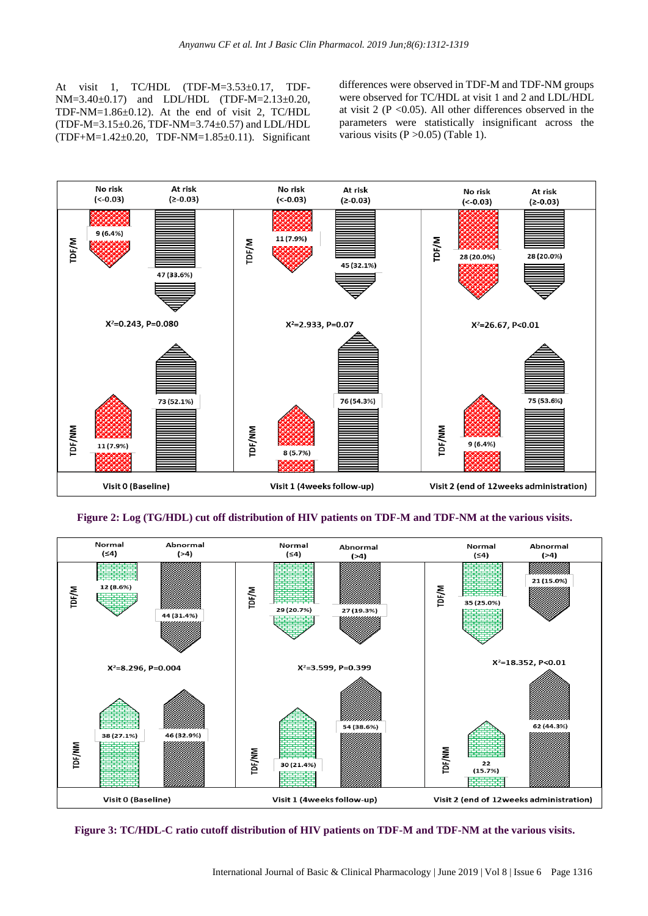At visit 1, TC/HDL (TDF-M=3.53±0.17, TDF-NM=3.40±0.17) and LDL/HDL (TDF-M=2.13±0.20, TDF-NM=1.86±0.12). At the end of visit 2, TC/HDL (TDF-M=3.15±0.26, TDF-NM=3.74±0.57) and LDL/HDL (TDF+M=1.42±0.20, TDF-NM=1.85±0.11). Significant differences were observed in TDF-M and TDF-NM groups were observed for TC/HDL at visit 1 and 2 and LDL/HDL at visit 2 (P <0.05). All other differences observed in the parameters were statistically insignificant across the various visits (P >0.05) (Table 1).

| | Visit 0 (Baseline) | | Visit 1 (4weeks follow-up) | | Visit 2 (end of 12weeks administration) | |
|---|---|---|---|---|---|---|
| | No risk (<-0.03) | At risk (≥-0.03) | No risk (<-0.03) | At risk (≥-0.03) | No risk (<-0.03) | At risk (≥-0.03) |
| TDF/M | 9 (6.4%) | 47 (33.6%) | 11 (7.9%) | 45 (32.1%) | 28 (20.0%) | 28 (20.0%) |
| TDF/NM | 11 (7.9%) | 73 (52.1%) | 8 (5.7%) | 76 (54.3%) | 9 (6.4%) | 75 (53.6%) |
| | $X^2$=0.243, P=0.080 | | $X^2$=2.933, P=0.07 | | $X^2$=26.67, P<0.01 | |

**Figure 2: Log (TG/HDL) cut off distribution of HIV patients on TDF-M and TDF-NM at the various visits.**

| | Visit 0 (Baseline) | | Visit 1 (4weeks follow-up) | | Visit 2 (end of 12weeks administration) | |
|---|---|---|---|---|---|---|
| | Normal (≤4) | Abnormal (>4) | Normal (≤4) | Abnormal (>4) | Normal (≤4) | Abnormal (>4) |
| TDF/M | 12 (8.6%) | 44 (31.4%) | 29 (20.7%) | 27 (19.3%) | 35 (25.0%) | 21 (15.0%) |
| TDF/NM | 38 (27.1%) | 46 (32.9%) | 30 (21.4%) | 54 (38.6%) | 22 (15.7%) | 62 (44.3%) |
| | $X^2$=8.296, P=0.004 | | $X^2$=3.599, P=0.399 | | $X^2$=18.352, P<0.01 | |

**Figure 3: TC/HDL-C ratio cutoff distribution of HIV patients on TDF-M and TDF-NM at the various visits.**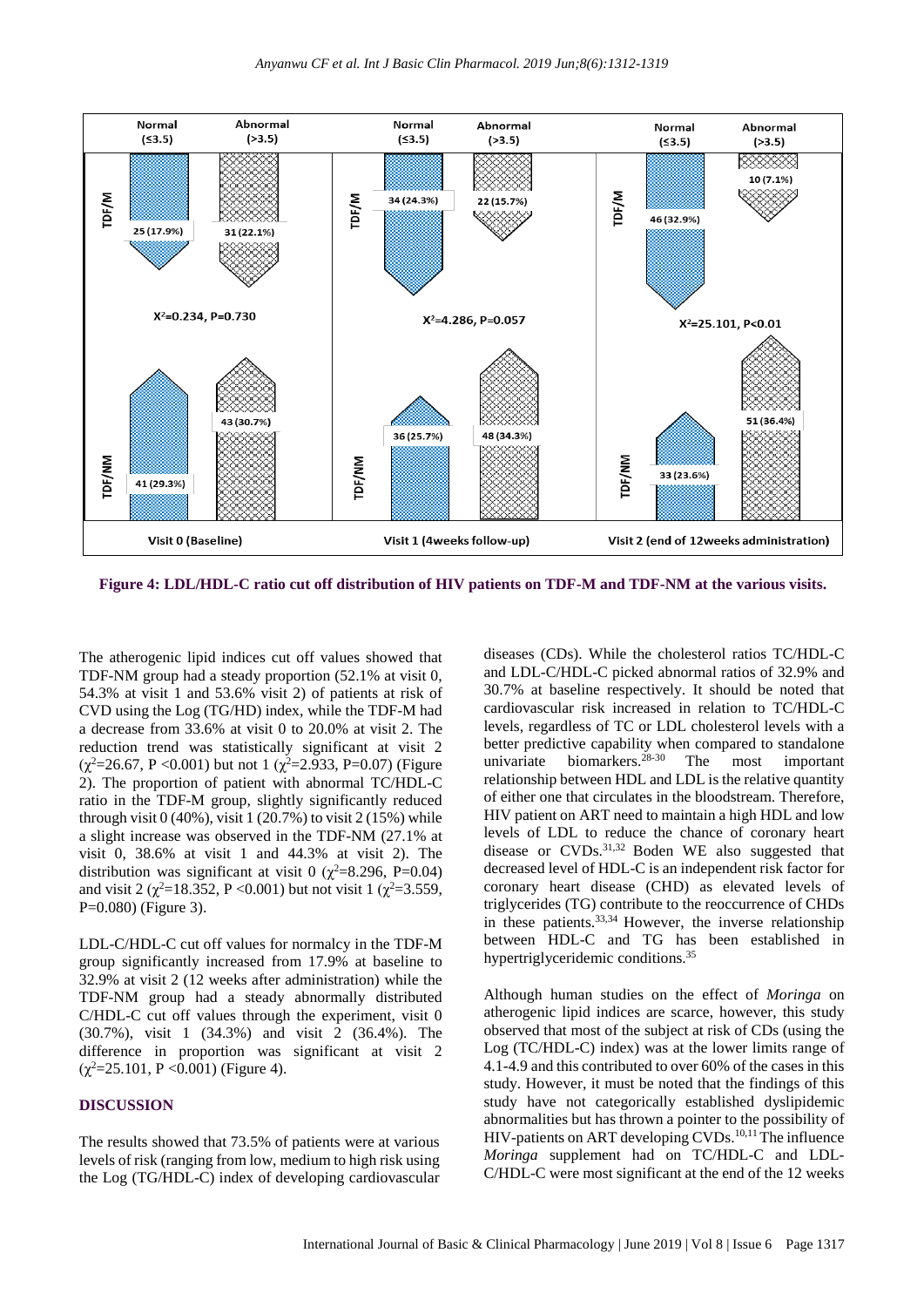Figure 4: LDL/HDL-C ratio cut off distribution of HIV patients on TDF-M and TDF-NM at the various visits.

The atherogenic lipid indices cut off values showed that TDF-NM group had a steady proportion (52.1% at visit 0, 54.3% at visit 1 and 53.6% visit 2) of patients at risk of CVD using the Log (TG/HD) index, while the TDF-M had a decrease from 33.6% at visit 0 to 20.0% at visit 2. The reduction trend was statistically significant at visit 2 ($\chi^2$=26.67, P <0.001) but not 1 ($\chi^2$=2.933, P=0.07) (Figure 2). The proportion of patient with abnormal TC/HDL-C ratio in the TDF-M group, slightly significantly reduced through visit 0 (40%), visit 1 (20.7%) to visit 2 (15%) while a slight increase was observed in the TDF-NM (27.1% at visit 0, 38.6% at visit 1 and 44.3% at visit 2). The distribution was significant at visit 0 ($\chi^2$=8.296, P=0.04) and visit 2 ($\chi^2$=18.352, P <0.001) but not visit 1 ($\chi^2$=3.559, P=0.080) (Figure 3).

LDL-C/HDL-C cut off values for normalcy in the TDF-M group significantly increased from 17.9% at baseline to 32.9% at visit 2 (12 weeks after administration) while the TDF-NM group had a steady abnormally distributed C/HDL-C cut off values through the experiment, visit 0 (30.7%), visit 1 (34.3%) and visit 2 (36.4%). The difference in proportion was significant at visit 2 ($\chi^2$=25.101, P <0.001) (Figure 4).

## DISCUSSION

The results showed that 73.5% of patients were at various levels of risk (ranging from low, medium to high risk using the Log (TG/HDL-C) index of developing cardiovascular diseases (CDs). While the cholesterol ratios TC/HDL-C and LDL-C/HDL-C picked abnormal ratios of 32.9% and 30.7% at baseline respectively. It should be noted that cardiovascular risk increased in relation to TC/HDL-C levels, regardless of TC or LDL cholesterol levels with a better predictive capability when compared to standalone univariate biomarkers.[28-30] The most important relationship between HDL and LDL is the relative quantity of either one that circulates in the bloodstream. Therefore, HIV patient on ART need to maintain a high HDL and low levels of LDL to reduce the chance of coronary heart disease or CVDs.[31,32] Boden WE also suggested that decreased level of HDL-C is an independent risk factor for coronary heart disease (CHD) as elevated levels of triglycerides (TG) contribute to the reoccurrence of CHDs in these patients.[33,34] However, the inverse relationship between HDL-C and TG has been established in hypertriglyceridemic conditions.[35]

Although human studies on the effect of *Moringa* on atherogenic lipid indices are scarce, however, this study observed that most of the subject at risk of CDs (using the Log (TC/HDL-C) index) was at the lower limits range of 4.1-4.9 and this contributed to over 60% of the cases in this study. However, it must be noted that the findings of this study have not categorically established dyslipidemic abnormalities but has thrown a pointer to the possibility of HIV-patients on ART developing CVDs.[10,11] The influence *Moringa* supplement had on TC/HDL-C and LDL-C/HDL-C were most significant at the end of the 12 weeks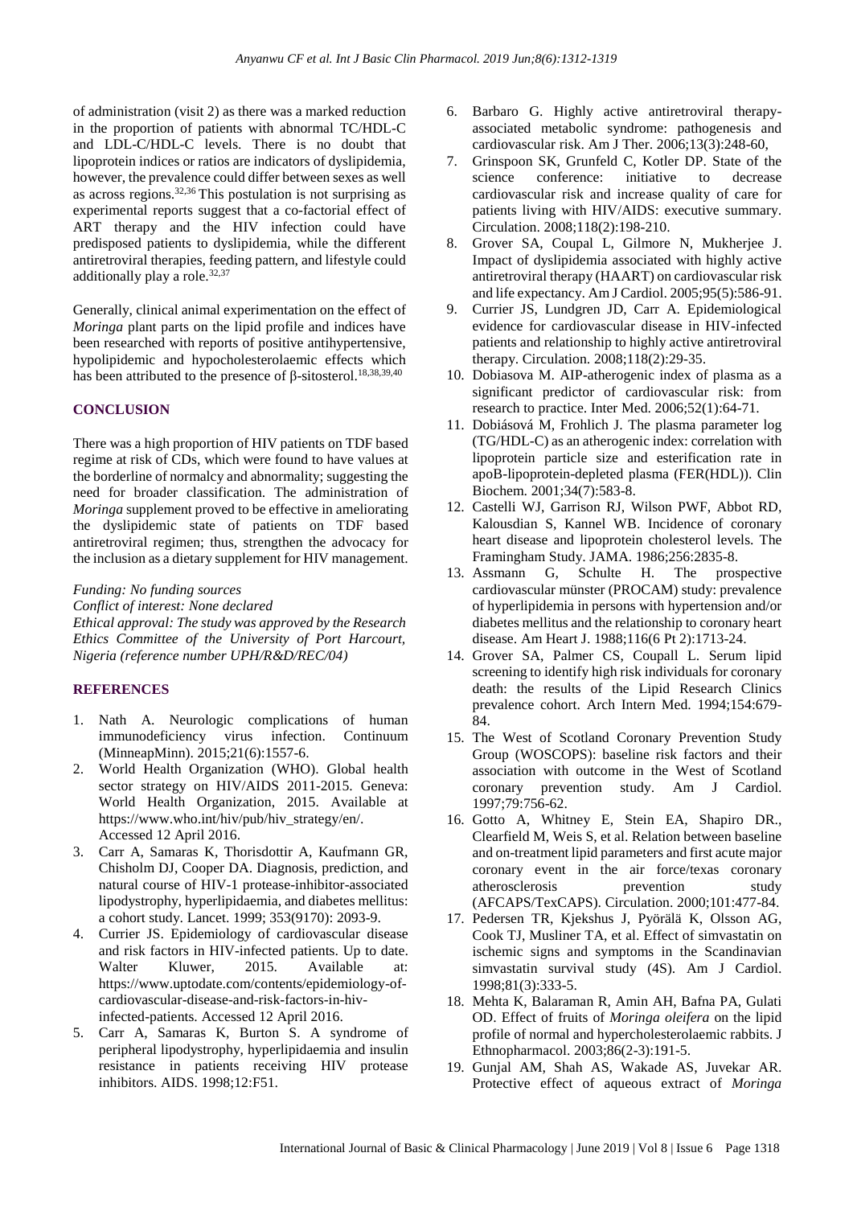of administration (visit 2) as there was a marked reduction in the proportion of patients with abnormal TC/HDL-C and LDL-C/HDL-C levels. There is no doubt that lipoprotein indices or ratios are indicators of dyslipidemia, however, the prevalence could differ between sexes as well as across regions.[32,36] This postulation is not surprising as experimental reports suggest that a co-factorial effect of ART therapy and the HIV infection could have predisposed patients to dyslipidemia, while the different antiretroviral therapies, feeding pattern, and lifestyle could additionally play a role.[32,37]

Generally, clinical animal experimentation on the effect of *Moringa* plant parts on the lipid profile and indices have been researched with reports of positive antihypertensive, hypolipidemic and hypocholesterolaemic effects which has been attributed to the presence of β-sitosterol.[18,38,39,40]

## CONCLUSION

There was a high proportion of HIV patients on TDF based regime at risk of CDs, which were found to have values at the borderline of normalcy and abnormality; suggesting the need for broader classification. The administration of *Moringa* supplement proved to be effective in ameliorating the dyslipidemic state of patients on TDF based antiretroviral regimen; thus, strengthen the advocacy for the inclusion as a dietary supplement for HIV management.

*Funding: No funding sources*
*Conflict of interest: None declared*
*Ethical approval: The study was approved by the Research Ethics Committee of the University of Port Harcourt, Nigeria (reference number UPH/R&D/REC/04)*

## REFERENCES

1. Nath A. Neurologic complications of human immunodeficiency virus infection. Continuum (MinneapMinn). 2015;21(6):1557-6.
2. World Health Organization (WHO). Global health sector strategy on HIV/AIDS 2011-2015. Geneva: World Health Organization, 2015. Available at https://www.who.int/hiv/pub/hiv_strategy/en/. Accessed 12 April 2016.
3. Carr A, Samaras K, Thorisdottir A, Kaufmann GR, Chisholm DJ, Cooper DA. Diagnosis, prediction, and natural course of HIV-1 protease-inhibitor-associated lipodystrophy, hyperlipidaemia, and diabetes mellitus: a cohort study. Lancet. 1999; 353(9170): 2093-9.
4. Currier JS. Epidemiology of cardiovascular disease and risk factors in HIV-infected patients. Up to date. Walter Kluwer, 2015. Available at: https://www.uptodate.com/contents/epidemiology-of-cardiovascular-disease-and-risk-factors-in-hiv-infected-patients. Accessed 12 April 2016.
5. Carr A, Samaras K, Burton S. A syndrome of peripheral lipodystrophy, hyperlipidaemia and insulin resistance in patients receiving HIV protease inhibitors. AIDS. 1998;12:F51.
6. Barbaro G. Highly active antiretroviral therapy-associated metabolic syndrome: pathogenesis and cardiovascular risk. Am J Ther. 2006;13(3):248-60,
7. Grinspoon SK, Grunfeld C, Kotler DP. State of the science conference: initiative to decrease cardiovascular risk and increase quality of care for patients living with HIV/AIDS: executive summary. Circulation. 2008;118(2):198-210.
8. Grover SA, Coupal L, Gilmore N, Mukherjee J. Impact of dyslipidemia associated with highly active antiretroviral therapy (HAART) on cardiovascular risk and life expectancy. Am J Cardiol. 2005;95(5):586-91.
9. Currier JS, Lundgren JD, Carr A. Epidemiological evidence for cardiovascular disease in HIV-infected patients and relationship to highly active antiretroviral therapy. Circulation. 2008;118(2):29-35.
10. Dobiasova M. AIP-atherogenic index of plasma as a significant predictor of cardiovascular risk: from research to practice. Inter Med. 2006;52(1):64-71.
11. Dobiásová M, Frohlich J. The plasma parameter log (TG/HDL-C) as an atherogenic index: correlation with lipoprotein particle size and esterification rate in apoB-lipoprotein-depleted plasma (FER(HDL)). Clin Biochem. 2001;34(7):583-8.
12. Castelli WJ, Garrison RJ, Wilson PWF, Abbot RD, Kalousdian S, Kannel WB. Incidence of coronary heart disease and lipoprotein cholesterol levels. The Framingham Study. JAMA. 1986;256:2835-8.
13. Assmann G, Schulte H. The prospective cardiovascular münster (PROCAM) study: prevalence of hyperlipidemia in persons with hypertension and/or diabetes mellitus and the relationship to coronary heart disease. Am Heart J. 1988;116(6 Pt 2):1713-24.
14. Grover SA, Palmer CS, Coupall L. Serum lipid screening to identify high risk individuals for coronary death: the results of the Lipid Research Clinics prevalence cohort. Arch Intern Med. 1994;154:679-84.
15. The West of Scotland Coronary Prevention Study Group (WOSCOPS): baseline risk factors and their association with outcome in the West of Scotland coronary prevention study. Am J Cardiol. 1997;79:756-62.
16. Gotto A, Whitney E, Stein EA, Shapiro DR., Clearfield M, Weis S, et al. Relation between baseline and on-treatment lipid parameters and first acute major coronary event in the air force/texas coronary atherosclerosis prevention study (AFCAPS/TexCAPS). Circulation. 2000;101:477-84.
17. Pedersen TR, Kjekshus J, Pyörälä K, Olsson AG, Cook TJ, Musliner TA, et al. Effect of simvastatin on ischemic signs and symptoms in the Scandinavian simvastatin survival study (4S). Am J Cardiol. 1998;81(3):333-5.
18. Mehta K, Balaraman R, Amin AH, Bafna PA, Gulati OD. Effect of fruits of *Moringa oleifera* on the lipid profile of normal and hypercholesterolaemic rabbits. J Ethnopharmacol. 2003;86(2-3):191-5.
19. Gunjal AM, Shah AS, Wakade AS, Juvekar AR. Protective effect of aqueous extract of *Moringa*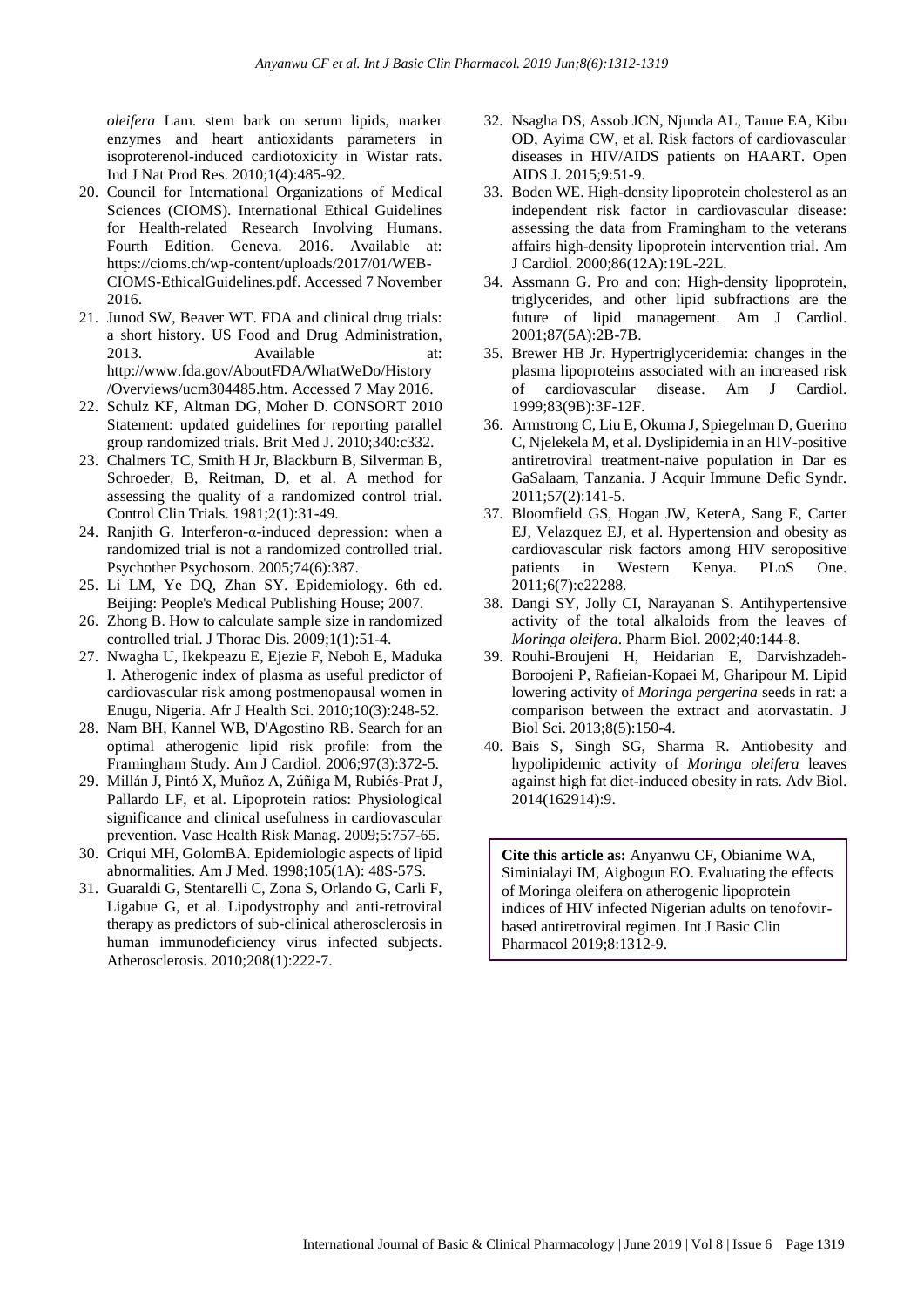*oleifera* Lam. stem bark on serum lipids, marker enzymes and heart antioxidants parameters in isoproterenol-induced cardiotoxicity in Wistar rats. Ind J Nat Prod Res. 2010;1(4):485-92.

20. Council for International Organizations of Medical Sciences (CIOMS). International Ethical Guidelines for Health-related Research Involving Humans. Fourth Edition. Geneva. 2016. Available at: https://cioms.ch/wp-content/uploads/2017/01/WEB-CIOMS-EthicalGuidelines.pdf. Accessed 7 November 2016.
21. Junod SW, Beaver WT. FDA and clinical drug trials: a short history. US Food and Drug Administration, 2013. Available at: http://www.fda.gov/AboutFDA/WhatWeDo/History/Overviews/ucm304485.htm. Accessed 7 May 2016.
22. Schulz KF, Altman DG, Moher D. CONSORT 2010 Statement: updated guidelines for reporting parallel group randomized trials. Brit Med J. 2010;340:c332.
23. Chalmers TC, Smith H Jr, Blackburn B, Silverman B, Schroeder, B, Reitman, D, et al. A method for assessing the quality of a randomized control trial. Control Clin Trials. 1981;2(1):31-49.
24. Ranjith G. Interferon-α-induced depression: when a randomized trial is not a randomized controlled trial. Psychother Psychosom. 2005;74(6):387.
25. Li LM, Ye DQ, Zhan SY. Epidemiology. 6th ed. Beijing: People's Medical Publishing House; 2007.
26. Zhong B. How to calculate sample size in randomized controlled trial. J Thorac Dis. 2009;1(1):51-4.
27. Nwagha U, Ikekpeazu E, Ejezie F, Neboh E, Maduka I. Atherogenic index of plasma as useful predictor of cardiovascular risk among postmenopausal women in Enugu, Nigeria. Afr J Health Sci. 2010;10(3):248-52.
28. Nam BH, Kannel WB, D'Agostino RB. Search for an optimal atherogenic lipid risk profile: from the Framingham Study. Am J Cardiol. 2006;97(3):372-5.
29. Millán J, Pintó X, Muñoz A, Zúñiga M, Rubiés-Prat J, Pallardo LF, et al. Lipoprotein ratios: Physiological significance and clinical usefulness in cardiovascular prevention. Vasc Health Risk Manag. 2009;5:757-65.
30. Criqui MH, GolomBA. Epidemiologic aspects of lipid abnormalities. Am J Med. 1998;105(1A): 48S-57S.
31. Guaraldi G, Stentarelli C, Zona S, Orlando G, Carli F, Ligabue G, et al. Lipodystrophy and anti-retroviral therapy as predictors of sub-clinical atherosclerosis in human immunodeficiency virus infected subjects. Atherosclerosis. 2010;208(1):222-7.
32. Nsagha DS, Assob JCN, Njunda AL, Tanue EA, Kibu OD, Ayima CW, et al. Risk factors of cardiovascular diseases in HIV/AIDS patients on HAART. Open AIDS J. 2015;9:51-9.
33. Boden WE. High-density lipoprotein cholesterol as an independent risk factor in cardiovascular disease: assessing the data from Framingham to the veterans affairs high-density lipoprotein intervention trial. Am J Cardiol. 2000;86(12A):19L-22L.
34. Assmann G. Pro and con: High-density lipoprotein, triglycerides, and other lipid subfractions are the future of lipid management. Am J Cardiol. 2001;87(5A):2B-7B.
35. Brewer HB Jr. Hypertriglyceridemia: changes in the plasma lipoproteins associated with an increased risk of cardiovascular disease. Am J Cardiol. 1999;83(9B):3F-12F.
36. Armstrong C, Liu E, Okuma J, Spiegelman D, Guerino C, Njelekela M, et al. Dyslipidemia in an HIV-positive antiretroviral treatment-naive population in Dar es GaSalaam, Tanzania. J Acquir Immune Defic Syndr. 2011;57(2):141-5.
37. Bloomfield GS, Hogan JW, KeterA, Sang E, Carter EJ, Velazquez EJ, et al. Hypertension and obesity as cardiovascular risk factors among HIV seropositive patients in Western Kenya. PLoS One. 2011;6(7):e22288.
38. Dangi SY, Jolly CI, Narayanan S. Antihypertensive activity of the total alkaloids from the leaves of *Moringa oleifera*. Pharm Biol. 2002;40:144-8.
39. Rouhi-Broujeni H, Heidarian E, Darvishzadeh-Boroojeni P, Rafieian-Kopaei M, Gharipour M. Lipid lowering activity of *Moringa pergerina* seeds in rat: a comparison between the extract and atorvastatin. J Biol Sci. 2013;8(5):150-4.
40. Bais S, Singh SG, Sharma R. Antiobesity and hypolipidemic activity of *Moringa oleifera* leaves against high fat diet-induced obesity in rats. Adv Biol. 2014(162914):9.

**Cite this article as:** Anyanwu CF, Obianime WA, Siminialayi IM, Aigbogun EO. Evaluating the effects of Moringa oleifera on atherogenic lipoprotein indices of HIV infected Nigerian adults on tenofovir-based antiretroviral regimen. Int J Basic Clin Pharmacol 2019;8:1312-9.